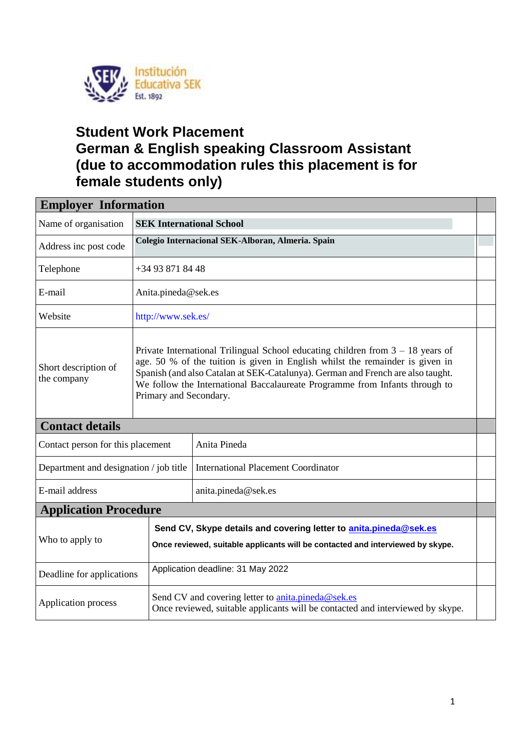# Student Work Placement
# German & English speaking Classroom Assistant (due to accommodation rules this placement is for female students only)

| | |
|---|---|
| **Employer Information** | |
| Name of organisation | **SEK International School** |
| Address inc post code | **Colegio Internacional SEK-Alboran, Almeria. Spain** |
| Telephone | +34 93 871 84 48 |
| E-mail | Anita.pineda@sek.es |
| Website | http://www.sek.es/ |
| Short description of the company | Private International Trilingual School educating children from 3 – 18 years of age. 50 % of the tuition is given in English whilst the remainder is given in Spanish (and also Catalan at SEK-Catalunya). German and French are also taught. We follow the International Baccalaureate Programme from Infants through to Primary and Secondary. |
| **Contact details** | |
| Contact person for this placement | Anita Pineda |
| Department and designation / job title | International Placement Coordinator |
| E-mail address | anita.pineda@sek.es |
| **Application Procedure** | |
| Who to apply to | **Send CV, Skype details and covering letter to anita.pineda@sek.es** **Once reviewed, suitable applicants will be contacted and interviewed by skype.** |
| Deadline for applications | Application deadline: 31 May 2022 |
| Application process | Send CV and covering letter to anita.pineda@sek.es Once reviewed, suitable applicants will be contacted and interviewed by skype. |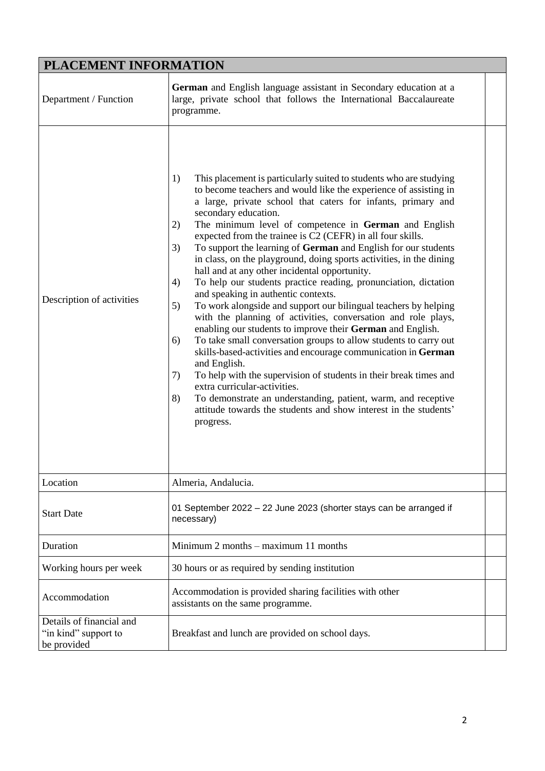| PLACEMENT INFORMATION | | |
|---|---|---|
| Department / Function | **German** and English language assistant in Secondary education at a large, private school that follows the International Baccalaureate programme. | |
| Description of activities | 1) This placement is particularly suited to students who are studying to become teachers and would like the experience of assisting in a large, private school that caters for infants, primary and secondary education.<br>2) The minimum level of competence in **German** and English expected from the trainee is C2 (CEFR) in all four skills.<br>3) To support the learning of **German** and English for our students in class, on the playground, doing sports activities, in the dining hall and at any other incidental opportunity.<br>4) To help our students practice reading, pronunciation, dictation and speaking in authentic contexts.<br>5) To work alongside and support our bilingual teachers by helping with the planning of activities, conversation and role plays, enabling our students to improve their **German** and English.<br>6) To take small conversation groups to allow students to carry out skills-based-activities and encourage communication in **German** and English.<br>7) To help with the supervision of students in their break times and extra curricular-activities.<br>8) To demonstrate an understanding, patient, warm, and receptive attitude towards the students and show interest in the students' progress. | |
| Location | Almeria, Andalucia. | |
| Start Date | 01 September 2022 – 22 June 2023 (shorter stays can be arranged if necessary) | |
| Duration | Minimum 2 months – maximum 11 months | |
| Working hours per week | 30 hours or as required by sending institution | |
| Accommodation | Accommodation is provided sharing facilities with other assistants on the same programme. | |
| Details of financial and "in kind" support to be provided | Breakfast and lunch are provided on school days. | |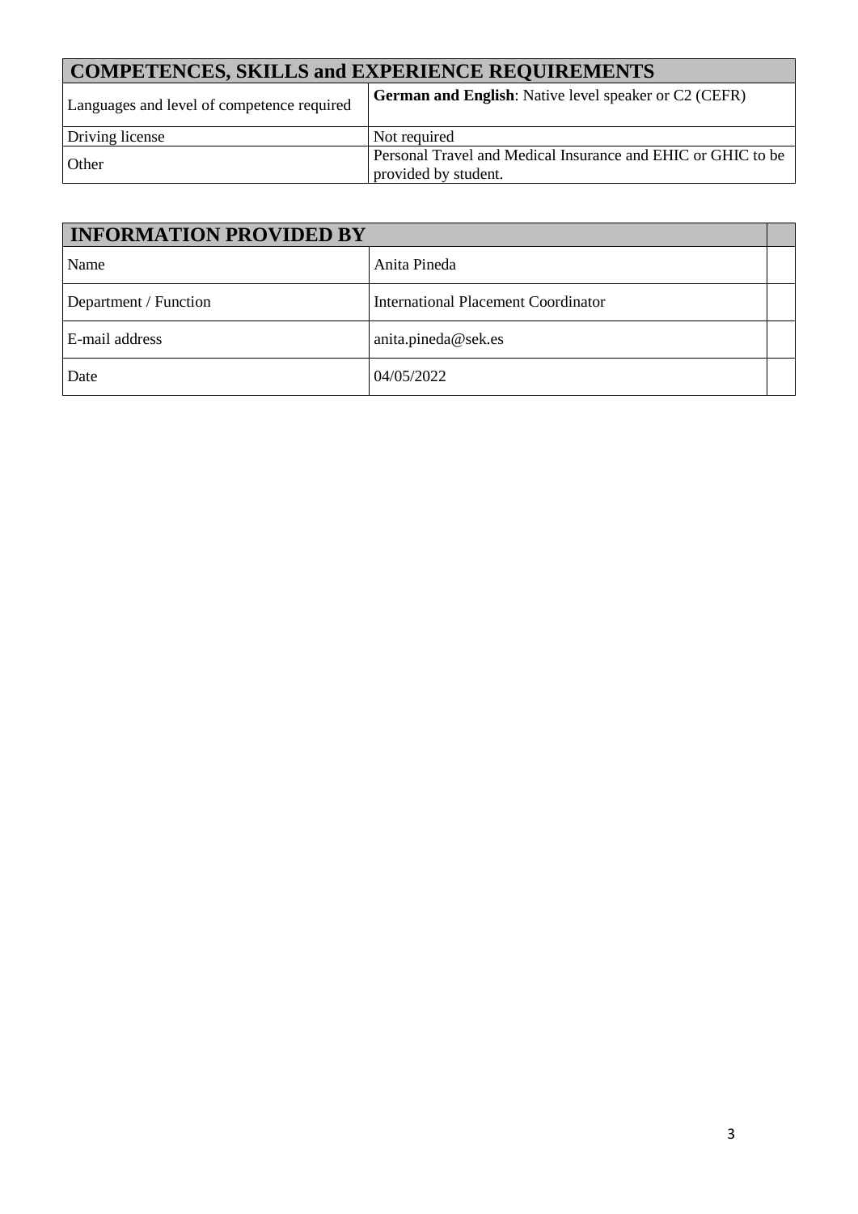| COMPETENCES, SKILLS and EXPERIENCE REQUIREMENTS | |
|---|---|
| Languages and level of competence required | **German and English**: Native level speaker or C2 (CEFR) |
| Driving license | Not required |
| Other | Personal Travel and Medical Insurance and EHIC or GHIC to be provided by student. |

| INFORMATION PROVIDED BY | | |
|---|---|---|
| Name | Anita Pineda | |
| Department / Function | International Placement Coordinator | |
| E-mail address | anita.pineda@sek.es | |
| Date | 04/05/2022 | |